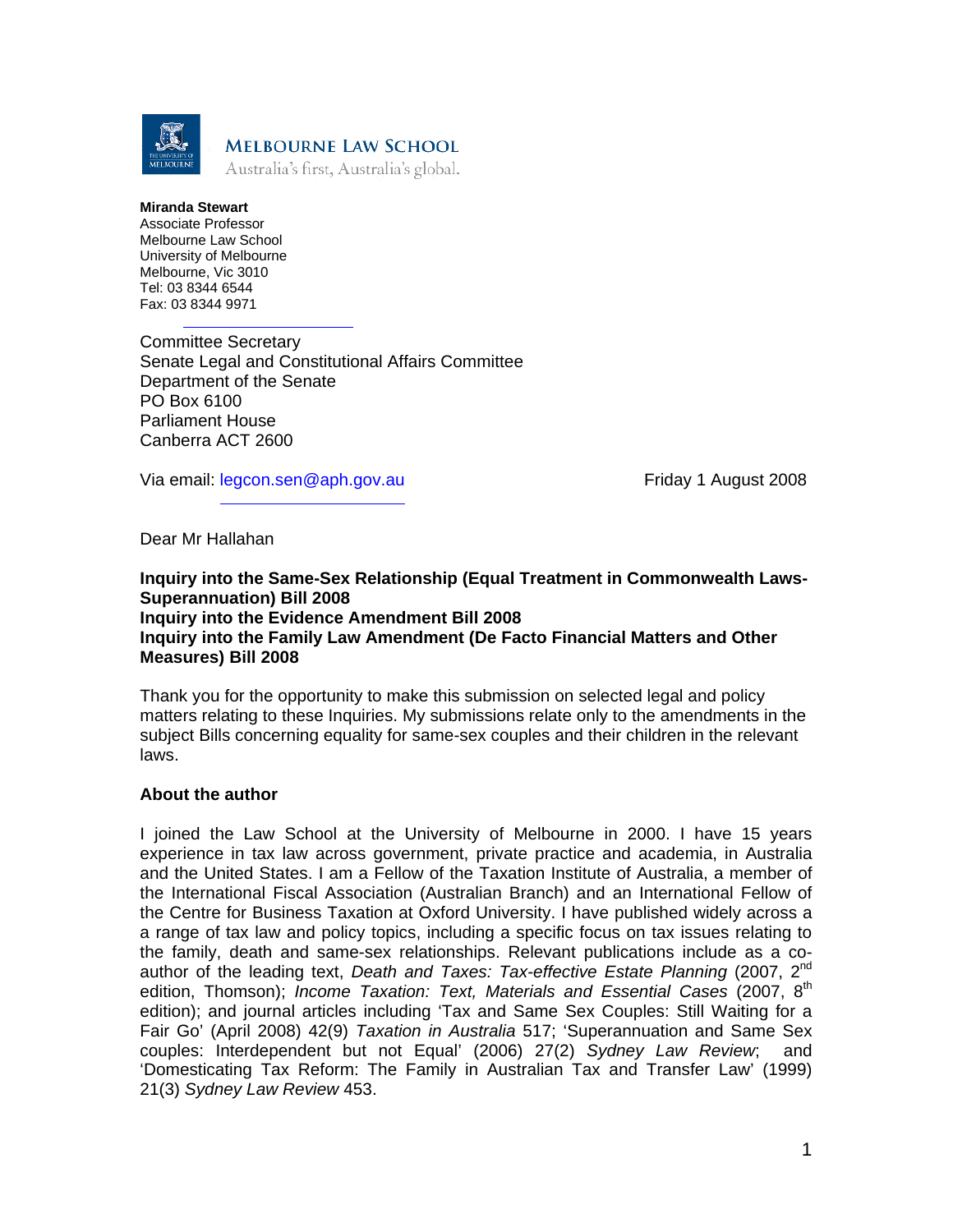**MELBOURNE LAW SCHOOL**
Australia's first, Australia's global.

**Miranda Stewart**
Associate Professor
Melbourne Law School
University of Melbourne
Melbourne, Vic 3010
Tel: 03 8344 6544
Fax: 03 8344 9971

Committee Secretary
Senate Legal and Constitutional Affairs Committee
Department of the Senate
PO Box 6100
Parliament House
Canberra ACT 2600

Via email: legcon.sen@aph.gov.au

Friday 1 August 2008

Dear Mr Hallahan

**Inquiry into the Same-Sex Relationship (Equal Treatment in Commonwealth Laws-Superannuation) Bill 2008**
**Inquiry into the Evidence Amendment Bill 2008**
**Inquiry into the Family Law Amendment (De Facto Financial Matters and Other Measures) Bill 2008**

Thank you for the opportunity to make this submission on selected legal and policy matters relating to these Inquiries. My submissions relate only to the amendments in the subject Bills concerning equality for same-sex couples and their children in the relevant laws.

**About the author**

I joined the Law School at the University of Melbourne in 2000. I have 15 years experience in tax law across government, private practice and academia, in Australia and the United States. I am a Fellow of the Taxation Institute of Australia, a member of the International Fiscal Association (Australian Branch) and an International Fellow of the Centre for Business Taxation at Oxford University. I have published widely across a a range of tax law and policy topics, including a specific focus on tax issues relating to the family, death and same-sex relationships. Relevant publications include as a co-author of the leading text, *Death and Taxes: Tax-effective Estate Planning* (2007, 2nd edition, Thomson); *Income Taxation: Text, Materials and Essential Cases* (2007, 8th edition); and journal articles including 'Tax and Same Sex Couples: Still Waiting for a Fair Go' (April 2008) 42(9) *Taxation in Australia* 517; 'Superannuation and Same Sex couples: Interdependent but not Equal' (2006) 27(2) *Sydney Law Review*; and 'Domesticating Tax Reform: The Family in Australian Tax and Transfer Law' (1999) 21(3) *Sydney Law Review* 453.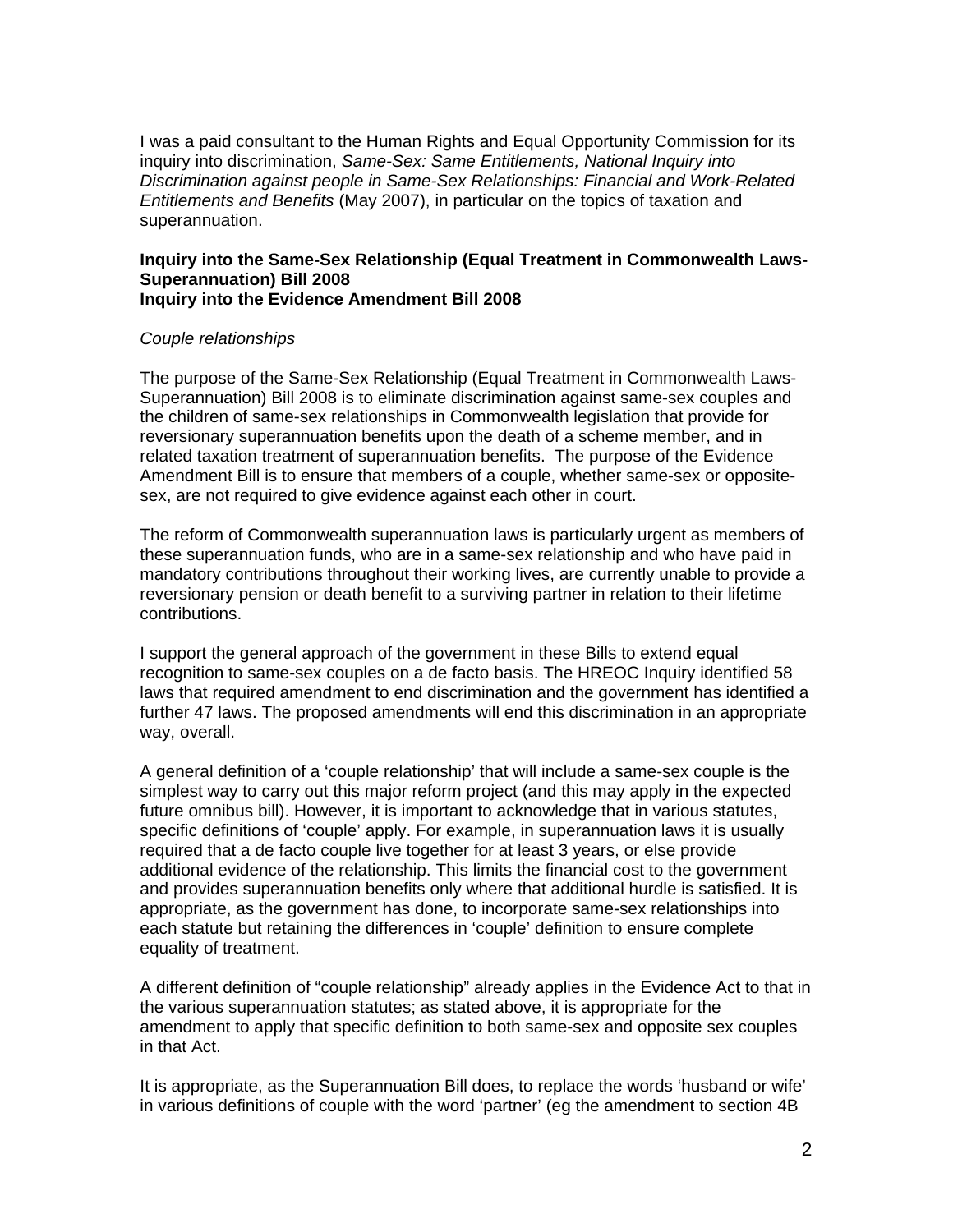I was a paid consultant to the Human Rights and Equal Opportunity Commission for its inquiry into discrimination, *Same-Sex: Same Entitlements, National Inquiry into Discrimination against people in Same-Sex Relationships: Financial and Work-Related Entitlements and Benefits* (May 2007), in particular on the topics of taxation and superannuation.

**Inquiry into the Same-Sex Relationship (Equal Treatment in Commonwealth Laws-Superannuation) Bill 2008**
**Inquiry into the Evidence Amendment Bill 2008**

*Couple relationships*

The purpose of the Same-Sex Relationship (Equal Treatment in Commonwealth Laws-Superannuation) Bill 2008 is to eliminate discrimination against same-sex couples and the children of same-sex relationships in Commonwealth legislation that provide for reversionary superannuation benefits upon the death of a scheme member, and in related taxation treatment of superannuation benefits. The purpose of the Evidence Amendment Bill is to ensure that members of a couple, whether same-sex or opposite-sex, are not required to give evidence against each other in court.

The reform of Commonwealth superannuation laws is particularly urgent as members of these superannuation funds, who are in a same-sex relationship and who have paid in mandatory contributions throughout their working lives, are currently unable to provide a reversionary pension or death benefit to a surviving partner in relation to their lifetime contributions.

I support the general approach of the government in these Bills to extend equal recognition to same-sex couples on a de facto basis. The HREOC Inquiry identified 58 laws that required amendment to end discrimination and the government has identified a further 47 laws. The proposed amendments will end this discrimination in an appropriate way, overall.

A general definition of a 'couple relationship' that will include a same-sex couple is the simplest way to carry out this major reform project (and this may apply in the expected future omnibus bill). However, it is important to acknowledge that in various statutes, specific definitions of 'couple' apply. For example, in superannuation laws it is usually required that a de facto couple live together for at least 3 years, or else provide additional evidence of the relationship. This limits the financial cost to the government and provides superannuation benefits only where that additional hurdle is satisfied. It is appropriate, as the government has done, to incorporate same-sex relationships into each statute but retaining the differences in 'couple' definition to ensure complete equality of treatment.

A different definition of "couple relationship" already applies in the Evidence Act to that in the various superannuation statutes; as stated above, it is appropriate for the amendment to apply that specific definition to both same-sex and opposite sex couples in that Act.

It is appropriate, as the Superannuation Bill does, to replace the words 'husband or wife' in various definitions of couple with the word 'partner' (eg the amendment to section 4B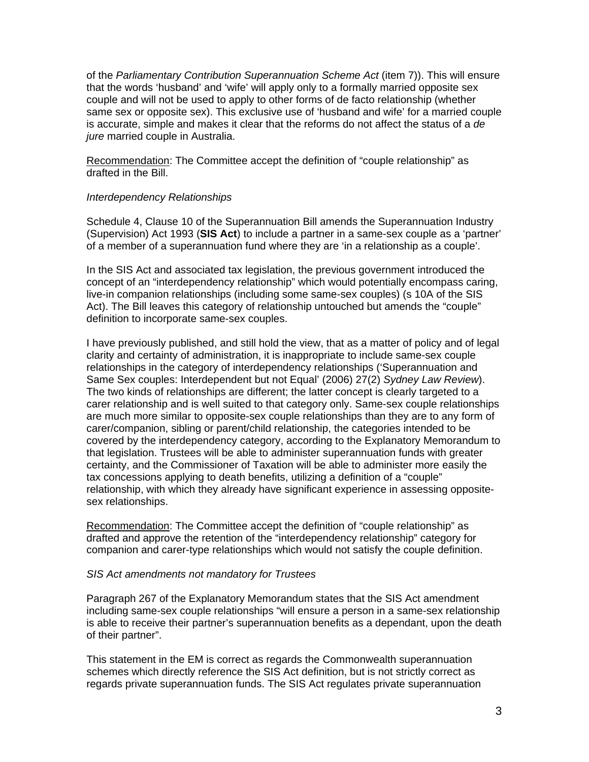of the *Parliamentary Contribution Superannuation Scheme Act* (item 7)). This will ensure that the words 'husband' and 'wife' will apply only to a formally married opposite sex couple and will not be used to apply to other forms of de facto relationship (whether same sex or opposite sex). This exclusive use of 'husband and wife' for a married couple is accurate, simple and makes it clear that the reforms do not affect the status of a *de jure* married couple in Australia.

<u>Recommendation</u>: The Committee accept the definition of "couple relationship" as drafted in the Bill.

*Interdependency Relationships*

Schedule 4, Clause 10 of the Superannuation Bill amends the Superannuation Industry (Supervision) Act 1993 (**SIS Act**) to include a partner in a same-sex couple as a 'partner' of a member of a superannuation fund where they are 'in a relationship as a couple'.

In the SIS Act and associated tax legislation, the previous government introduced the concept of an "interdependency relationship" which would potentially encompass caring, live-in companion relationships (including some same-sex couples) (s 10A of the SIS Act). The Bill leaves this category of relationship untouched but amends the "couple" definition to incorporate same-sex couples.

I have previously published, and still hold the view, that as a matter of policy and of legal clarity and certainty of administration, it is inappropriate to include same-sex couple relationships in the category of interdependency relationships ('Superannuation and Same Sex couples: Interdependent but not Equal' (2006) 27(2) *Sydney Law Review*). The two kinds of relationships are different; the latter concept is clearly targeted to a carer relationship and is well suited to that category only. Same-sex couple relationships are much more similar to opposite-sex couple relationships than they are to any form of carer/companion, sibling or parent/child relationship, the categories intended to be covered by the interdependency category, according to the Explanatory Memorandum to that legislation. Trustees will be able to administer superannuation funds with greater certainty, and the Commissioner of Taxation will be able to administer more easily the tax concessions applying to death benefits, utilizing a definition of a "couple" relationship, with which they already have significant experience in assessing opposite-sex relationships.

<u>Recommendation</u>: The Committee accept the definition of "couple relationship" as drafted and approve the retention of the "interdependency relationship" category for companion and carer-type relationships which would not satisfy the couple definition.

*SIS Act amendments not mandatory for Trustees*

Paragraph 267 of the Explanatory Memorandum states that the SIS Act amendment including same-sex couple relationships "will ensure a person in a same-sex relationship is able to receive their partner's superannuation benefits as a dependant, upon the death of their partner".

This statement in the EM is correct as regards the Commonwealth superannuation schemes which directly reference the SIS Act definition, but is not strictly correct as regards private superannuation funds. The SIS Act regulates private superannuation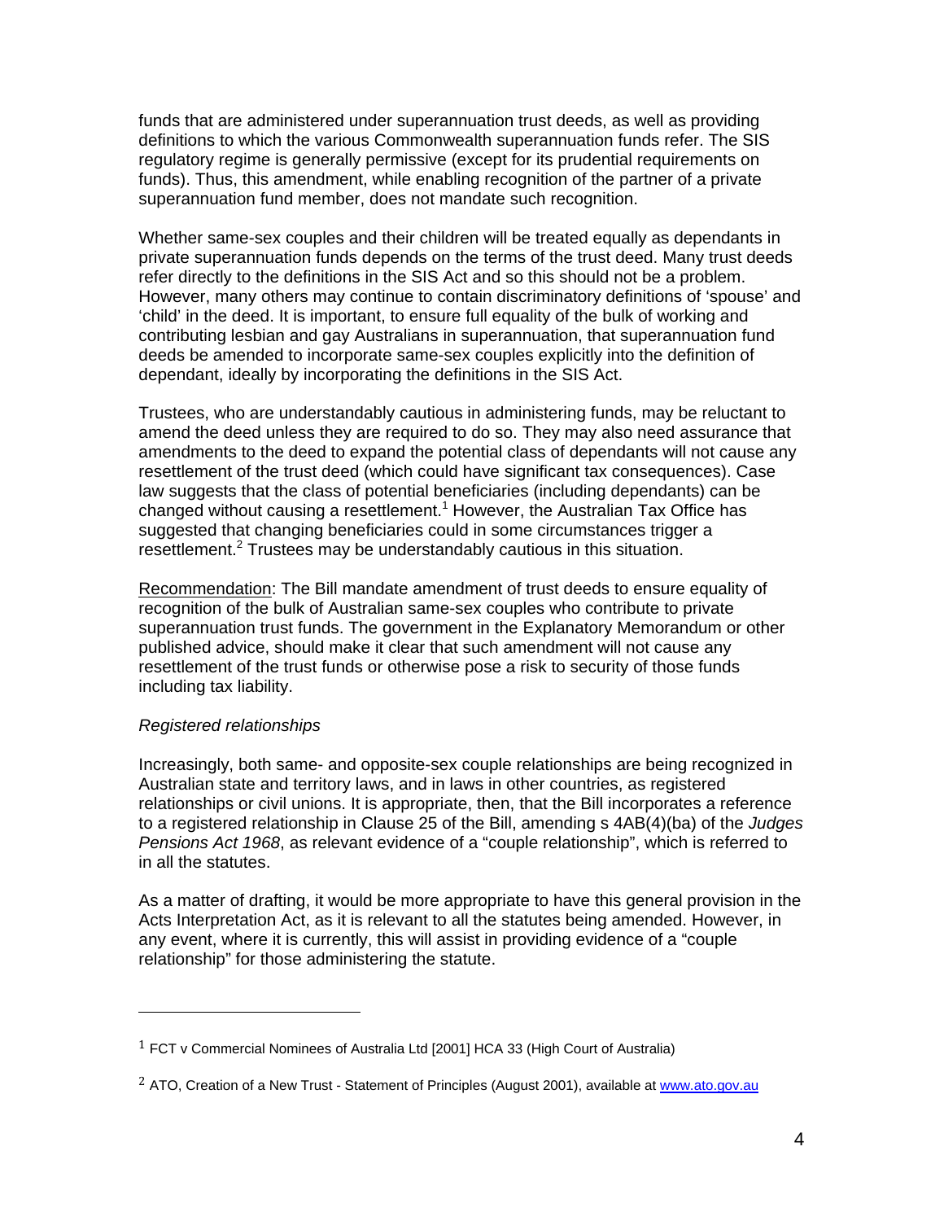funds that are administered under superannuation trust deeds, as well as providing definitions to which the various Commonwealth superannuation funds refer. The SIS regulatory regime is generally permissive (except for its prudential requirements on funds). Thus, this amendment, while enabling recognition of the partner of a private superannuation fund member, does not mandate such recognition.

Whether same-sex couples and their children will be treated equally as dependants in private superannuation funds depends on the terms of the trust deed. Many trust deeds refer directly to the definitions in the SIS Act and so this should not be a problem. However, many others may continue to contain discriminatory definitions of 'spouse' and 'child' in the deed. It is important, to ensure full equality of the bulk of working and contributing lesbian and gay Australians in superannuation, that superannuation fund deeds be amended to incorporate same-sex couples explicitly into the definition of dependant, ideally by incorporating the definitions in the SIS Act.

Trustees, who are understandably cautious in administering funds, may be reluctant to amend the deed unless they are required to do so. They may also need assurance that amendments to the deed to expand the potential class of dependants will not cause any resettlement of the trust deed (which could have significant tax consequences). Case law suggests that the class of potential beneficiaries (including dependants) can be changed without causing a resettlement.[1] However, the Australian Tax Office has suggested that changing beneficiaries could in some circumstances trigger a resettlement.[2] Trustees may be understandably cautious in this situation.

<u>Recommendation</u>: The Bill mandate amendment of trust deeds to ensure equality of recognition of the bulk of Australian same-sex couples who contribute to private superannuation trust funds. The government in the Explanatory Memorandum or other published advice, should make it clear that such amendment will not cause any resettlement of the trust funds or otherwise pose a risk to security of those funds including tax liability.

*Registered relationships*

Increasingly, both same- and opposite-sex couple relationships are being recognized in Australian state and territory laws, and in laws in other countries, as registered relationships or civil unions. It is appropriate, then, that the Bill incorporates a reference to a registered relationship in Clause 25 of the Bill, amending s 4AB(4)(ba) of the *Judges Pensions Act 1968*, as relevant evidence of a "couple relationship", which is referred to in all the statutes.

As a matter of drafting, it would be more appropriate to have this general provision in the Acts Interpretation Act, as it is relevant to all the statutes being amended. However, in any event, where it is currently, this will assist in providing evidence of a "couple relationship" for those administering the statute.

---

[1] FCT v Commercial Nominees of Australia Ltd [2001] HCA 33 (High Court of Australia)

[2] ATO, Creation of a New Trust - Statement of Principles (August 2001), available at www.ato.gov.au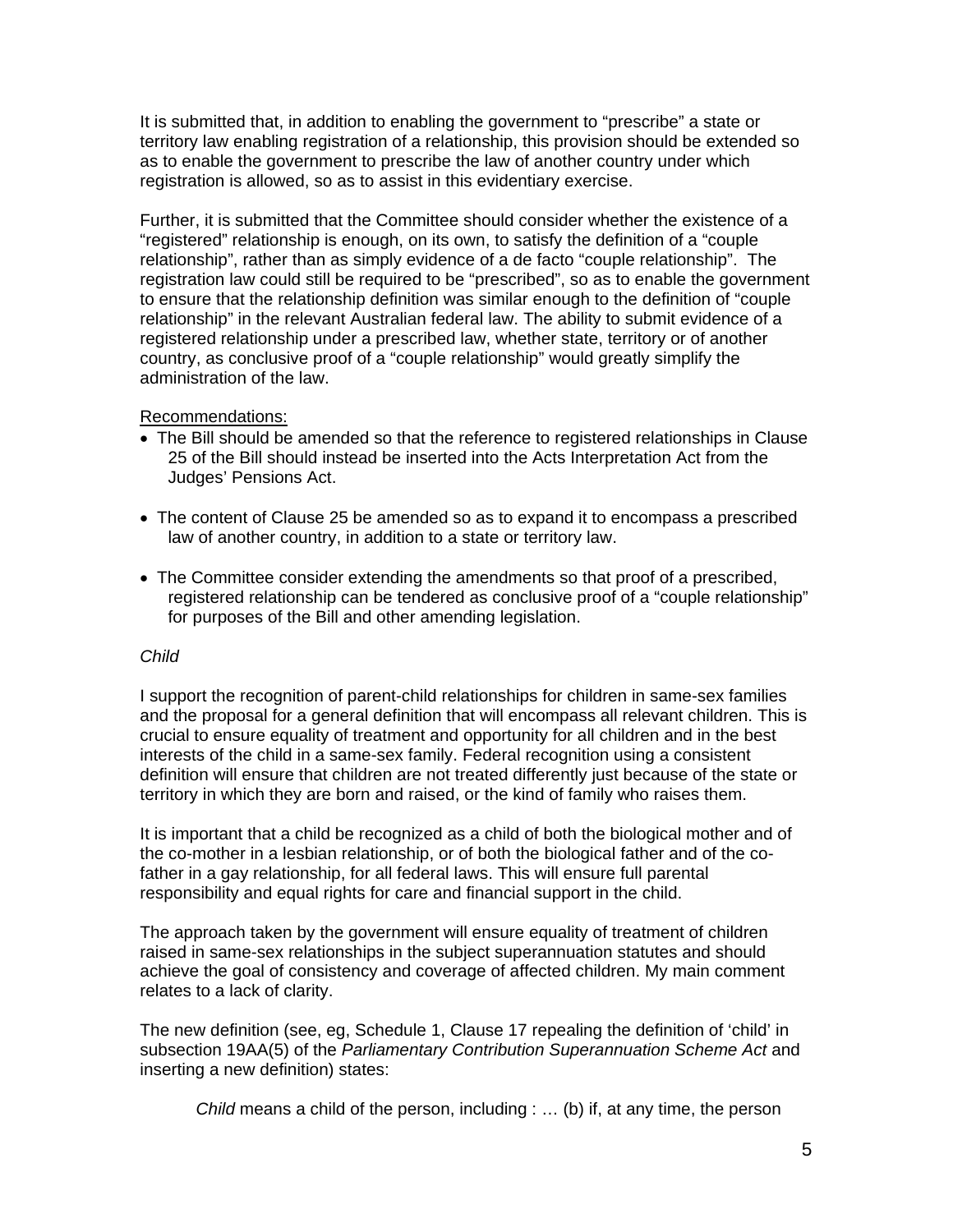It is submitted that, in addition to enabling the government to "prescribe" a state or territory law enabling registration of a relationship, this provision should be extended so as to enable the government to prescribe the law of another country under which registration is allowed, so as to assist in this evidentiary exercise.

Further, it is submitted that the Committee should consider whether the existence of a "registered" relationship is enough, on its own, to satisfy the definition of a "couple relationship", rather than as simply evidence of a de facto "couple relationship". The registration law could still be required to be "prescribed", so as to enable the government to ensure that the relationship definition was similar enough to the definition of "couple relationship" in the relevant Australian federal law. The ability to submit evidence of a registered relationship under a prescribed law, whether state, territory or of another country, as conclusive proof of a "couple relationship" would greatly simplify the administration of the law.

Recommendations:

- The Bill should be amended so that the reference to registered relationships in Clause 25 of the Bill should instead be inserted into the Acts Interpretation Act from the Judges' Pensions Act.
- The content of Clause 25 be amended so as to expand it to encompass a prescribed law of another country, in addition to a state or territory law.
- The Committee consider extending the amendments so that proof of a prescribed, registered relationship can be tendered as conclusive proof of a "couple relationship" for purposes of the Bill and other amending legislation.

*Child*

I support the recognition of parent-child relationships for children in same-sex families and the proposal for a general definition that will encompass all relevant children. This is crucial to ensure equality of treatment and opportunity for all children and in the best interests of the child in a same-sex family. Federal recognition using a consistent definition will ensure that children are not treated differently just because of the state or territory in which they are born and raised, or the kind of family who raises them.

It is important that a child be recognized as a child of both the biological mother and of the co-mother in a lesbian relationship, or of both the biological father and of the co-father in a gay relationship, for all federal laws. This will ensure full parental responsibility and equal rights for care and financial support in the child.

The approach taken by the government will ensure equality of treatment of children raised in same-sex relationships in the subject superannuation statutes and should achieve the goal of consistency and coverage of affected children. My main comment relates to a lack of clarity.

The new definition (see, eg, Schedule 1, Clause 17 repealing the definition of 'child' in subsection 19AA(5) of the *Parliamentary Contribution Superannuation Scheme Act* and inserting a new definition) states:

> *Child* means a child of the person, including : … (b) if, at any time, the person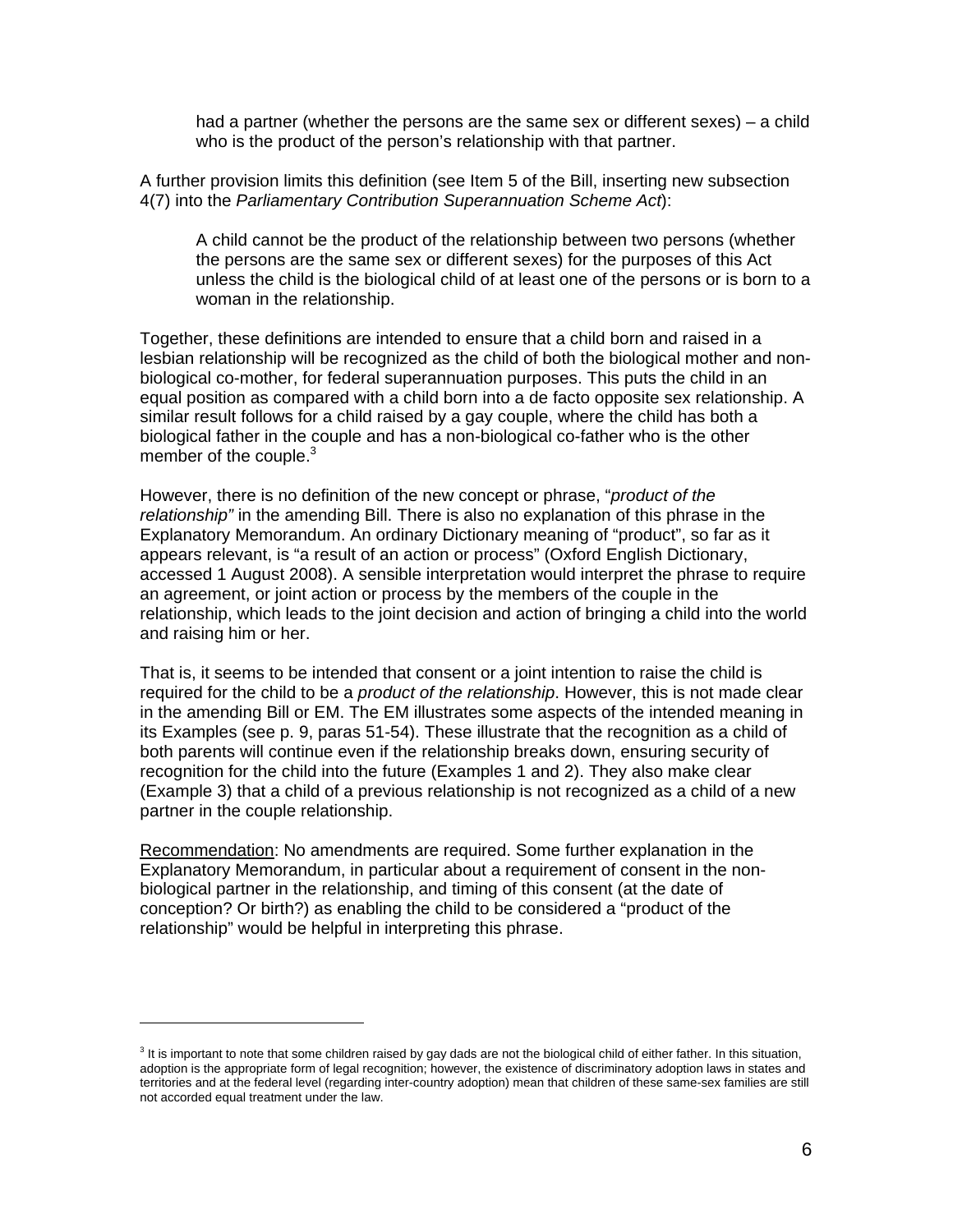had a partner (whether the persons are the same sex or different sexes) – a child who is the product of the person's relationship with that partner.

A further provision limits this definition (see Item 5 of the Bill, inserting new subsection 4(7) into the *Parliamentary Contribution Superannuation Scheme Act*):

> A child cannot be the product of the relationship between two persons (whether the persons are the same sex or different sexes) for the purposes of this Act unless the child is the biological child of at least one of the persons or is born to a woman in the relationship.

Together, these definitions are intended to ensure that a child born and raised in a lesbian relationship will be recognized as the child of both the biological mother and non-biological co-mother, for federal superannuation purposes. This puts the child in an equal position as compared with a child born into a de facto opposite sex relationship. A similar result follows for a child raised by a gay couple, where the child has both a biological father in the couple and has a non-biological co-father who is the other member of the couple.[3]

However, there is no definition of the new concept or phrase, "*product of the relationship"* in the amending Bill. There is also no explanation of this phrase in the Explanatory Memorandum. An ordinary Dictionary meaning of "product", so far as it appears relevant, is "a result of an action or process" (Oxford English Dictionary, accessed 1 August 2008). A sensible interpretation would interpret the phrase to require an agreement, or joint action or process by the members of the couple in the relationship, which leads to the joint decision and action of bringing a child into the world and raising him or her.

That is, it seems to be intended that consent or a joint intention to raise the child is required for the child to be a *product of the relationship*. However, this is not made clear in the amending Bill or EM. The EM illustrates some aspects of the intended meaning in its Examples (see p. 9, paras 51-54). These illustrate that the recognition as a child of both parents will continue even if the relationship breaks down, ensuring security of recognition for the child into the future (Examples 1 and 2). They also make clear (Example 3) that a child of a previous relationship is not recognized as a child of a new partner in the couple relationship.

<u>Recommendation</u>: No amendments are required. Some further explanation in the Explanatory Memorandum, in particular about a requirement of consent in the non-biological partner in the relationship, and timing of this consent (at the date of conception? Or birth?) as enabling the child to be considered a "product of the relationship" would be helpful in interpreting this phrase.

---

[3] It is important to note that some children raised by gay dads are not the biological child of either father. In this situation, adoption is the appropriate form of legal recognition; however, the existence of discriminatory adoption laws in states and territories and at the federal level (regarding inter-country adoption) mean that children of these same-sex families are still not accorded equal treatment under the law.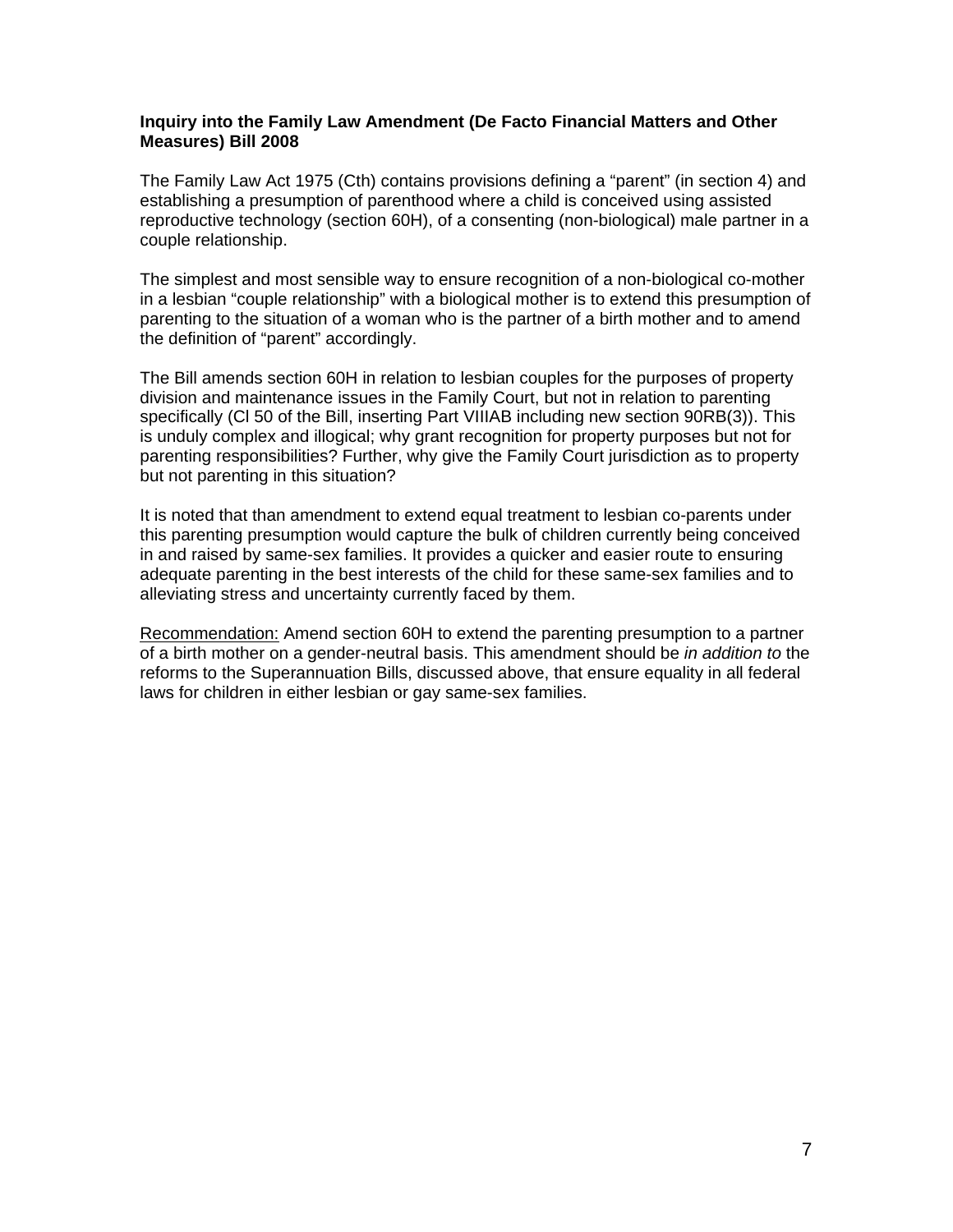**Inquiry into the Family Law Amendment (De Facto Financial Matters and Other Measures) Bill 2008**

The Family Law Act 1975 (Cth) contains provisions defining a "parent" (in section 4) and establishing a presumption of parenthood where a child is conceived using assisted reproductive technology (section 60H), of a consenting (non-biological) male partner in a couple relationship.

The simplest and most sensible way to ensure recognition of a non-biological co-mother in a lesbian "couple relationship" with a biological mother is to extend this presumption of parenting to the situation of a woman who is the partner of a birth mother and to amend the definition of "parent" accordingly.

The Bill amends section 60H in relation to lesbian couples for the purposes of property division and maintenance issues in the Family Court, but not in relation to parenting specifically (Cl 50 of the Bill, inserting Part VIIIAB including new section 90RB(3)). This is unduly complex and illogical; why grant recognition for property purposes but not for parenting responsibilities? Further, why give the Family Court jurisdiction as to property but not parenting in this situation?

It is noted that than amendment to extend equal treatment to lesbian co-parents under this parenting presumption would capture the bulk of children currently being conceived in and raised by same-sex families. It provides a quicker and easier route to ensuring adequate parenting in the best interests of the child for these same-sex families and to alleviating stress and uncertainty currently faced by them.

Recommendation: Amend section 60H to extend the parenting presumption to a partner of a birth mother on a gender-neutral basis. This amendment should be *in addition to* the reforms to the Superannuation Bills, discussed above, that ensure equality in all federal laws for children in either lesbian or gay same-sex families.